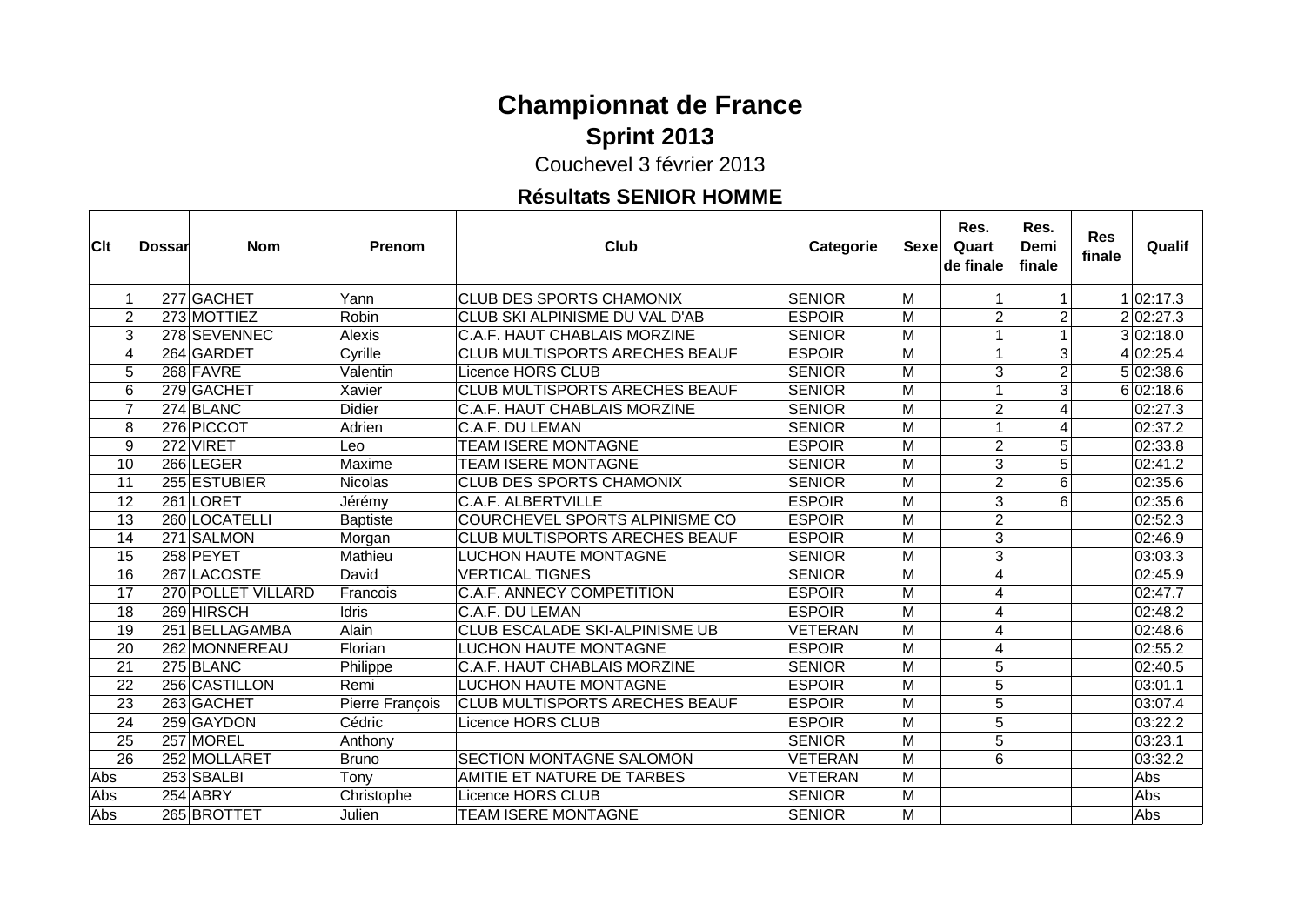# Championnat de France

## Sprint 2013

Couchevel 3 février 2013

### Résultats SENIOR HOMME

| Clt | Dossar | Nom | Prenom | Club | Categorie | Sexe | Res. Quart de finale | Res. Demi finale | Res finale | Qualif |
|---|---|---|---|---|---|---|---|---|---|---|
| 1 | 277 | GACHET | Yann | CLUB DES SPORTS CHAMONIX | SENIOR | M | 1 | 1 | 1 | 02:17.3 |
| 2 | 273 | MOTTIEZ | Robin | CLUB SKI ALPINISME DU VAL D'AB | ESPOIR | M | 2 | 2 | 2 | 02:27.3 |
| 3 | 278 | SEVENNEC | Alexis | C.A.F. HAUT CHABLAIS MORZINE | SENIOR | M | 1 | 1 | 3 | 02:18.0 |
| 4 | 264 | GARDET | Cyrille | CLUB MULTISPORTS ARECHES BEAUF | ESPOIR | M | 1 | 3 | 4 | 02:25.4 |
| 5 | 268 | FAVRE | Valentin | Licence HORS CLUB | SENIOR | M | 3 | 2 | 5 | 02:38.6 |
| 6 | 279 | GACHET | Xavier | CLUB MULTISPORTS ARECHES BEAUF | SENIOR | M | 1 | 3 | 6 | 02:18.6 |
| 7 | 274 | BLANC | Didier | C.A.F. HAUT CHABLAIS MORZINE | SENIOR | M | 2 | 4 | | 02:27.3 |
| 8 | 276 | PICCOT | Adrien | C.A.F. DU LEMAN | SENIOR | M | 1 | 4 | | 02:37.2 |
| 9 | 272 | VIRET | Leo | TEAM ISERE MONTAGNE | ESPOIR | M | 2 | 5 | | 02:33.8 |
| 10 | 266 | LEGER | Maxime | TEAM ISERE MONTAGNE | SENIOR | M | 3 | 5 | | 02:41.2 |
| 11 | 255 | ESTUBIER | Nicolas | CLUB DES SPORTS CHAMONIX | SENIOR | M | 2 | 6 | | 02:35.6 |
| 12 | 261 | LORET | Jérémy | C.A.F. ALBERTVILLE | ESPOIR | M | 3 | 6 | | 02:35.6 |
| 13 | 260 | LOCATELLI | Baptiste | COURCHEVEL SPORTS ALPINISME CO | ESPOIR | M | 2 | | | 02:52.3 |
| 14 | 271 | SALMON | Morgan | CLUB MULTISPORTS ARECHES BEAUF | ESPOIR | M | 3 | | | 02:46.9 |
| 15 | 258 | PEYET | Mathieu | LUCHON HAUTE MONTAGNE | SENIOR | M | 3 | | | 03:03.3 |
| 16 | 267 | LACOSTE | David | VERTICAL TIGNES | SENIOR | M | 4 | | | 02:45.9 |
| 17 | 270 | POLLET VILLARD | Francois | C.A.F. ANNECY COMPETITION | ESPOIR | M | 4 | | | 02:47.7 |
| 18 | 269 | HIRSCH | Idris | C.A.F. DU LEMAN | ESPOIR | M | 4 | | | 02:48.2 |
| 19 | 251 | BELLAGAMBA | Alain | CLUB ESCALADE SKI-ALPINISME UB | VETERAN | M | 4 | | | 02:48.6 |
| 20 | 262 | MONNEREAU | Florian | LUCHON HAUTE MONTAGNE | ESPOIR | M | 4 | | | 02:55.2 |
| 21 | 275 | BLANC | Philippe | C.A.F. HAUT CHABLAIS MORZINE | SENIOR | M | 5 | | | 02:40.5 |
| 22 | 256 | CASTILLON | Remi | LUCHON HAUTE MONTAGNE | ESPOIR | M | 5 | | | 03:01.1 |
| 23 | 263 | GACHET | Pierre François | CLUB MULTISPORTS ARECHES BEAUF | ESPOIR | M | 5 | | | 03:07.4 |
| 24 | 259 | GAYDON | Cédric | Licence HORS CLUB | ESPOIR | M | 5 | | | 03:22.2 |
| 25 | 257 | MOREL | Anthony | | SENIOR | M | 5 | | | 03:23.1 |
| 26 | 252 | MOLLARET | Bruno | SECTION MONTAGNE SALOMON | VETERAN | M | 6 | | | 03:32.2 |
| Abs | 253 | SBALBI | Tony | AMITIE ET NATURE DE TARBES | VETERAN | M | | | | Abs |
| Abs | 254 | ABRY | Christophe | Licence HORS CLUB | SENIOR | M | | | | Abs |
| Abs | 265 | BROTTET | Julien | TEAM ISERE MONTAGNE | SENIOR | M | | | | Abs |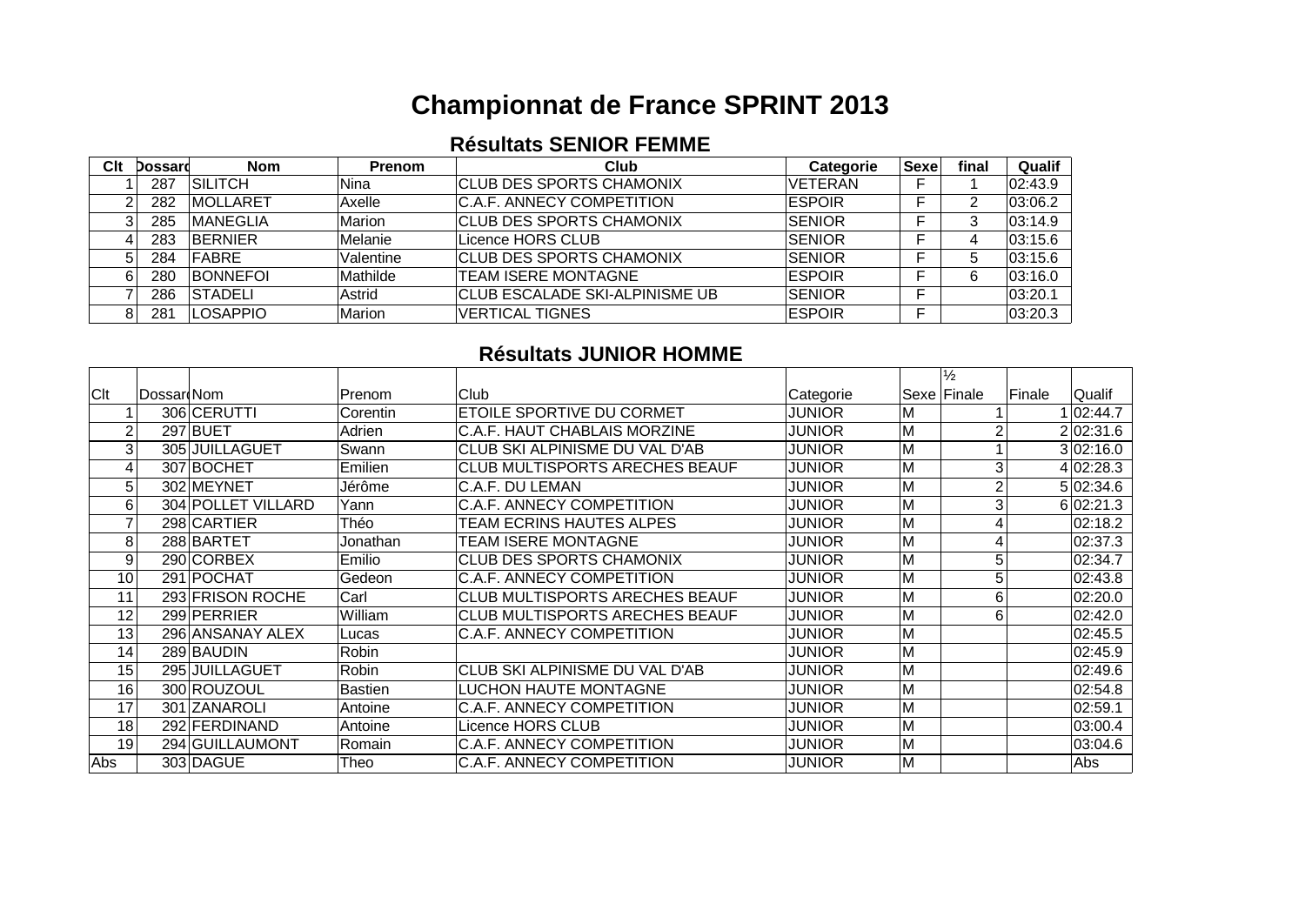# Championnat de France SPRINT 2013

## Résultats SENIOR FEMME

| Clt | Dossard | Nom | Prenom | Club | Categorie | Sexe | final | Qualif |
|---|---|---|---|---|---|---|---|---|
| 1 | 287 | SILITCH | Nina | CLUB DES SPORTS CHAMONIX | VETERAN | F | 1 | 02:43.9 |
| 2 | 282 | MOLLARET | Axelle | C.A.F. ANNECY COMPETITION | ESPOIR | F | 2 | 03:06.2 |
| 3 | 285 | MANEGLIA | Marion | CLUB DES SPORTS CHAMONIX | SENIOR | F | 3 | 03:14.9 |
| 4 | 283 | BERNIER | Melanie | Licence HORS CLUB | SENIOR | F | 4 | 03:15.6 |
| 5 | 284 | FABRE | Valentine | CLUB DES SPORTS CHAMONIX | SENIOR | F | 5 | 03:15.6 |
| 6 | 280 | BONNEFOI | Mathilde | TEAM ISERE MONTAGNE | ESPOIR | F | 6 | 03:16.0 |
| 7 | 286 | STADELI | Astrid | CLUB ESCALADE SKI-ALPINISME UB | SENIOR | F | | 03:20.1 |
| 8 | 281 | LOSAPPIO | Marion | VERTICAL TIGNES | ESPOIR | F | | 03:20.3 |

## Résultats JUNIOR HOMME

| Clt | Dossard | Nom | Prenom | Club | Categorie | Sexe | ½ Finale | Finale | Qualif |
|---|---|---|---|---|---|---|---|---|---|
| 1 | 306 | CERUTTI | Corentin | ETOILE SPORTIVE DU CORMET | JUNIOR | M | 1 | 1 | 02:44.7 |
| 2 | 297 | BUET | Adrien | C.A.F. HAUT CHABLAIS MORZINE | JUNIOR | M | 2 | 2 | 02:31.6 |
| 3 | 305 | JUILLAGUET | Swann | CLUB SKI ALPINISME DU VAL D'AB | JUNIOR | M | 1 | 3 | 02:16.0 |
| 4 | 307 | BOCHET | Emilien | CLUB MULTISPORTS ARECHES BEAUF | JUNIOR | M | 3 | 4 | 02:28.3 |
| 5 | 302 | MEYNET | Jérôme | C.A.F. DU LEMAN | JUNIOR | M | 2 | 5 | 02:34.6 |
| 6 | 304 | POLLET VILLARD | Yann | C.A.F. ANNECY COMPETITION | JUNIOR | M | 3 | 6 | 02:21.3 |
| 7 | 298 | CARTIER | Théo | TEAM ECRINS HAUTES ALPES | JUNIOR | M | 4 | | 02:18.2 |
| 8 | 288 | BARTET | Jonathan | TEAM ISERE MONTAGNE | JUNIOR | M | 4 | | 02:37.3 |
| 9 | 290 | CORBEX | Emilio | CLUB DES SPORTS CHAMONIX | JUNIOR | M | 5 | | 02:34.7 |
| 10 | 291 | POCHAT | Gedeon | C.A.F. ANNECY COMPETITION | JUNIOR | M | 5 | | 02:43.8 |
| 11 | 293 | FRISON ROCHE | Carl | CLUB MULTISPORTS ARECHES BEAUF | JUNIOR | M | 6 | | 02:20.0 |
| 12 | 299 | PERRIER | William | CLUB MULTISPORTS ARECHES BEAUF | JUNIOR | M | 6 | | 02:42.0 |
| 13 | 296 | ANSANAY ALEX | Lucas | C.A.F. ANNECY COMPETITION | JUNIOR | M | | | 02:45.5 |
| 14 | 289 | BAUDIN | Robin | | JUNIOR | M | | | 02:45.9 |
| 15 | 295 | JUILLAGUET | Robin | CLUB SKI ALPINISME DU VAL D'AB | JUNIOR | M | | | 02:49.6 |
| 16 | 300 | ROUZOUL | Bastien | LUCHON HAUTE MONTAGNE | JUNIOR | M | | | 02:54.8 |
| 17 | 301 | ZANAROLI | Antoine | C.A.F. ANNECY COMPETITION | JUNIOR | M | | | 02:59.1 |
| 18 | 292 | FERDINAND | Antoine | Licence HORS CLUB | JUNIOR | M | | | 03:00.4 |
| 19 | 294 | GUILLAUMONT | Romain | C.A.F. ANNECY COMPETITION | JUNIOR | M | | | 03:04.6 |
| Abs | 303 | DAGUE | Theo | C.A.F. ANNECY COMPETITION | JUNIOR | M | | | Abs |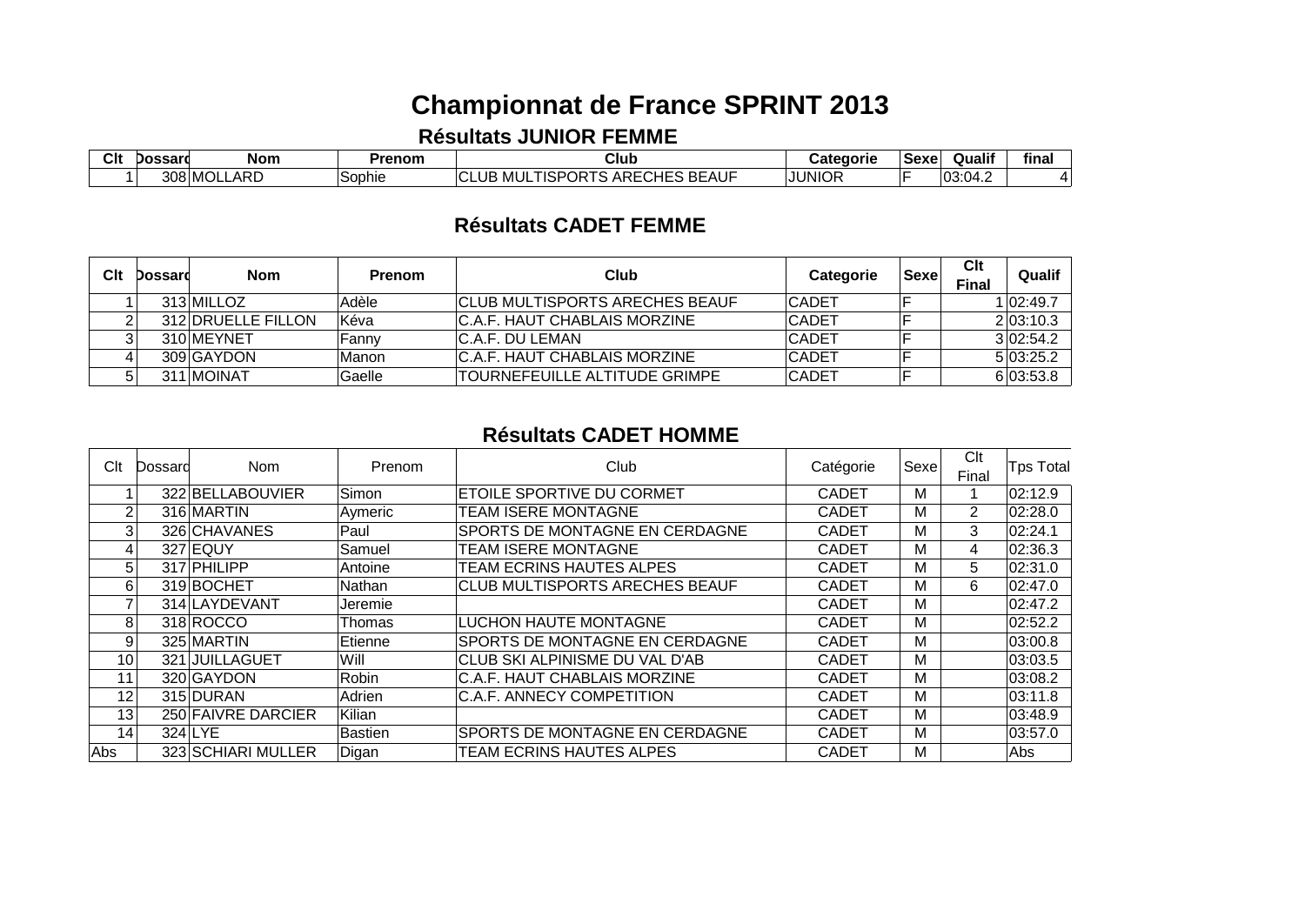# Championnat de France SPRINT 2013

## Résultats JUNIOR FEMME

| Clt | Dossard | Nom | Prenom | Club | Categorie | Sexe | Qualif | final |
|---|---|---|---|---|---|---|---|---|
| 1 | 308 | MOLLARD | Sophie | CLUB MULTISPORTS ARECHES BEAUF | JUNIOR | F | 03:04.2 | 4 |

## Résultats CADET FEMME

| Clt | Dossard | Nom | Prenom | Club | Categorie | Sexe | Clt Final | Qualif |
|---|---|---|---|---|---|---|---|---|
| 1 | 313 | MILLOZ | Adèle | CLUB MULTISPORTS ARECHES BEAUF | CADET | F | 1 | 02:49.7 |
| 2 | 312 | DRUELLE FILLON | Kéva | C.A.F. HAUT CHABLAIS MORZINE | CADET | F | 2 | 03:10.3 |
| 3 | 310 | MEYNET | Fanny | C.A.F. DU LEMAN | CADET | F | 3 | 02:54.2 |
| 4 | 309 | GAYDON | Manon | C.A.F. HAUT CHABLAIS MORZINE | CADET | F | 5 | 03:25.2 |
| 5 | 311 | MOINAT | Gaelle | TOURNEFEUILLE ALTITUDE GRIMPE | CADET | F | 6 | 03:53.8 |

## Résultats CADET HOMME

| Clt | Dossard | Nom | Prenom | Club | Catégorie | Sexe | Clt Final | Tps Total |
|---|---|---|---|---|---|---|---|---|
| 1 | 322 | BELLABOUVIER | Simon | ETOILE SPORTIVE DU CORMET | CADET | M | 1 | 02:12.9 |
| 2 | 316 | MARTIN | Aymeric | TEAM ISERE MONTAGNE | CADET | M | 2 | 02:28.0 |
| 3 | 326 | CHAVANES | Paul | SPORTS DE MONTAGNE EN CERDAGNE | CADET | M | 3 | 02:24.1 |
| 4 | 327 | EQUY | Samuel | TEAM ISERE MONTAGNE | CADET | M | 4 | 02:36.3 |
| 5 | 317 | PHILIPP | Antoine | TEAM ECRINS HAUTES ALPES | CADET | M | 5 | 02:31.0 |
| 6 | 319 | BOCHET | Nathan | CLUB MULTISPORTS ARECHES BEAUF | CADET | M | 6 | 02:47.0 |
| 7 | 314 | LAYDEVANT | Jeremie | | CADET | M | | 02:47.2 |
| 8 | 318 | ROCCO | Thomas | LUCHON HAUTE MONTAGNE | CADET | M | | 02:52.2 |
| 9 | 325 | MARTIN | Etienne | SPORTS DE MONTAGNE EN CERDAGNE | CADET | M | | 03:00.8 |
| 10 | 321 | JUILLAGUET | Will | CLUB SKI ALPINISME DU VAL D'AB | CADET | M | | 03:03.5 |
| 11 | 320 | GAYDON | Robin | C.A.F. HAUT CHABLAIS MORZINE | CADET | M | | 03:08.2 |
| 12 | 315 | DURAN | Adrien | C.A.F. ANNECY COMPETITION | CADET | M | | 03:11.8 |
| 13 | 250 | FAIVRE DARCIER | Kilian | | CADET | M | | 03:48.9 |
| 14 | 324 | LYE | Bastien | SPORTS DE MONTAGNE EN CERDAGNE | CADET | M | | 03:57.0 |
| Abs | 323 | SCHIARI MULLER | Digan | TEAM ECRINS HAUTES ALPES | CADET | M | | Abs |